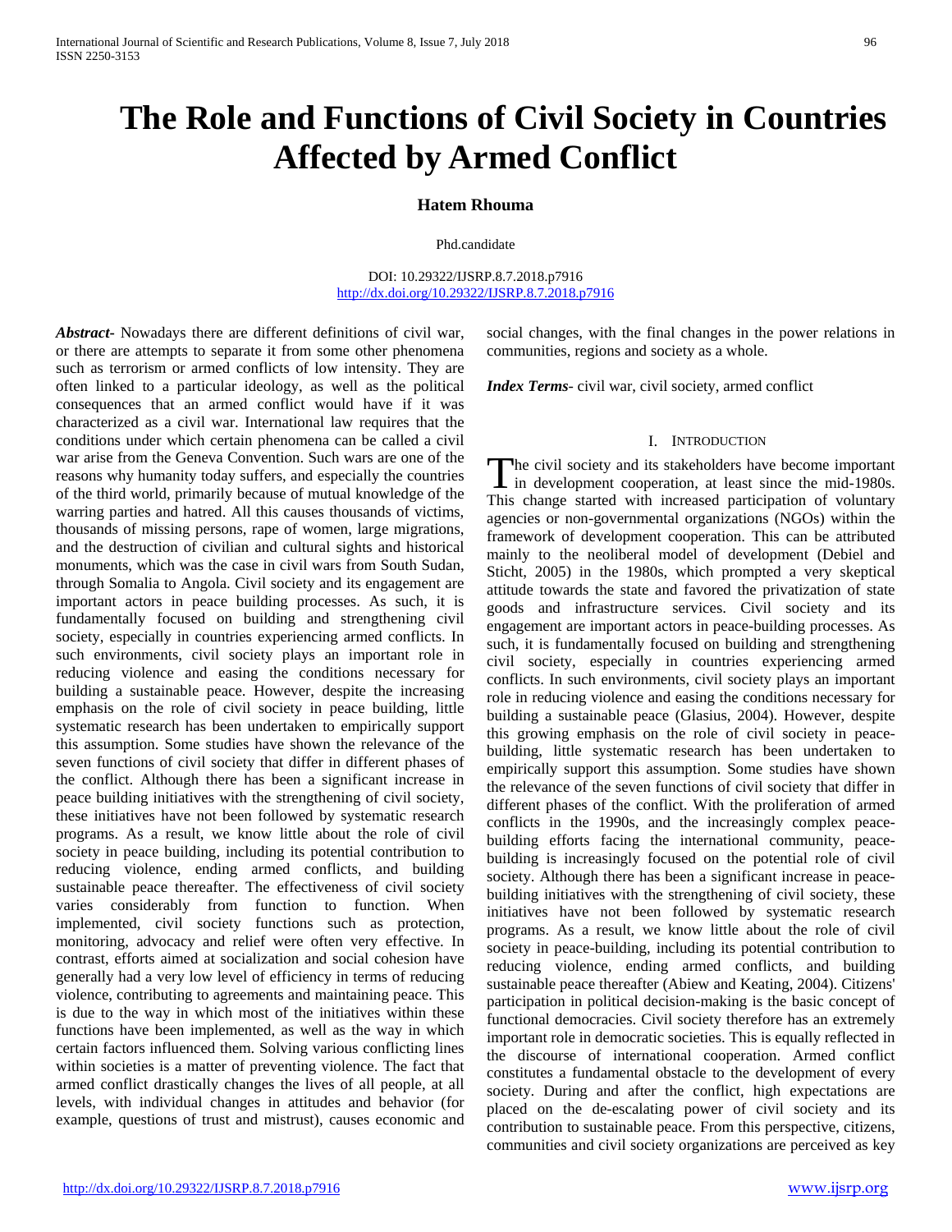# The Role and Functions of Civil Society in Countries Affected by Armed Conflict

**Hatem Rhouma**

Phd.candidate

DOI: 10.29322/IJSRP.8.7.2018.p7916
http://dx.doi.org/10.29322/IJSRP.8.7.2018.p7916

***Abstract***- Nowadays there are different definitions of civil war, or there are attempts to separate it from some other phenomena such as terrorism or armed conflicts of low intensity. They are often linked to a particular ideology, as well as the political consequences that an armed conflict would have if it was characterized as a civil war. International law requires that the conditions under which certain phenomena can be called a civil war arise from the Geneva Convention. Such wars are one of the reasons why humanity today suffers, and especially the countries of the third world, primarily because of mutual knowledge of the warring parties and hatred. All this causes thousands of victims, thousands of missing persons, rape of women, large migrations, and the destruction of civilian and cultural sights and historical monuments, which was the case in civil wars from South Sudan, through Somalia to Angola. Civil society and its engagement are important actors in peace building processes. As such, it is fundamentally focused on building and strengthening civil society, especially in countries experiencing armed conflicts. In such environments, civil society plays an important role in reducing violence and easing the conditions necessary for building a sustainable peace. However, despite the increasing emphasis on the role of civil society in peace building, little systematic research has been undertaken to empirically support this assumption. Some studies have shown the relevance of the seven functions of civil society that differ in different phases of the conflict. Although there has been a significant increase in peace building initiatives with the strengthening of civil society, these initiatives have not been followed by systematic research programs. As a result, we know little about the role of civil society in peace building, including its potential contribution to reducing violence, ending armed conflicts, and building sustainable peace thereafter. The effectiveness of civil society varies considerably from function to function. When implemented, civil society functions such as protection, monitoring, advocacy and relief were often very effective. In contrast, efforts aimed at socialization and social cohesion have generally had a very low level of efficiency in terms of reducing violence, contributing to agreements and maintaining peace. This is due to the way in which most of the initiatives within these functions have been implemented, as well as the way in which certain factors influenced them. Solving various conflicting lines within societies is a matter of preventing violence. The fact that armed conflict drastically changes the lives of all people, at all levels, with individual changes in attitudes and behavior (for example, questions of trust and mistrust), causes economic and social changes, with the final changes in the power relations in communities, regions and society as a whole.

***Index Terms***- civil war, civil society, armed conflict

## I. Introduction

The civil society and its stakeholders have become important in development cooperation, at least since the mid-1980s. This change started with increased participation of voluntary agencies or non-governmental organizations (NGOs) within the framework of development cooperation. This can be attributed mainly to the neoliberal model of development (Debiel and Sticht, 2005) in the 1980s, which prompted a very skeptical attitude towards the state and favored the privatization of state goods and infrastructure services. Civil society and its engagement are important actors in peace-building processes. As such, it is fundamentally focused on building and strengthening civil society, especially in countries experiencing armed conflicts. In such environments, civil society plays an important role in reducing violence and easing the conditions necessary for building a sustainable peace (Glasius, 2004). However, despite this growing emphasis on the role of civil society in peace-building, little systematic research has been undertaken to empirically support this assumption. Some studies have shown the relevance of the seven functions of civil society that differ in different phases of the conflict. With the proliferation of armed conflicts in the 1990s, and the increasingly complex peace-building efforts facing the international community, peace-building is increasingly focused on the potential role of civil society. Although there has been a significant increase in peace-building initiatives with the strengthening of civil society, these initiatives have not been followed by systematic research programs. As a result, we know little about the role of civil society in peace-building, including its potential contribution to reducing violence, ending armed conflicts, and building sustainable peace thereafter (Abiew and Keating, 2004). Citizens' participation in political decision-making is the basic concept of functional democracies. Civil society therefore has an extremely important role in democratic societies. This is equally reflected in the discourse of international cooperation. Armed conflict constitutes a fundamental obstacle to the development of every society. During and after the conflict, high expectations are placed on the de-escalating power of civil society and its contribution to sustainable peace. From this perspective, citizens, communities and civil society organizations are perceived as key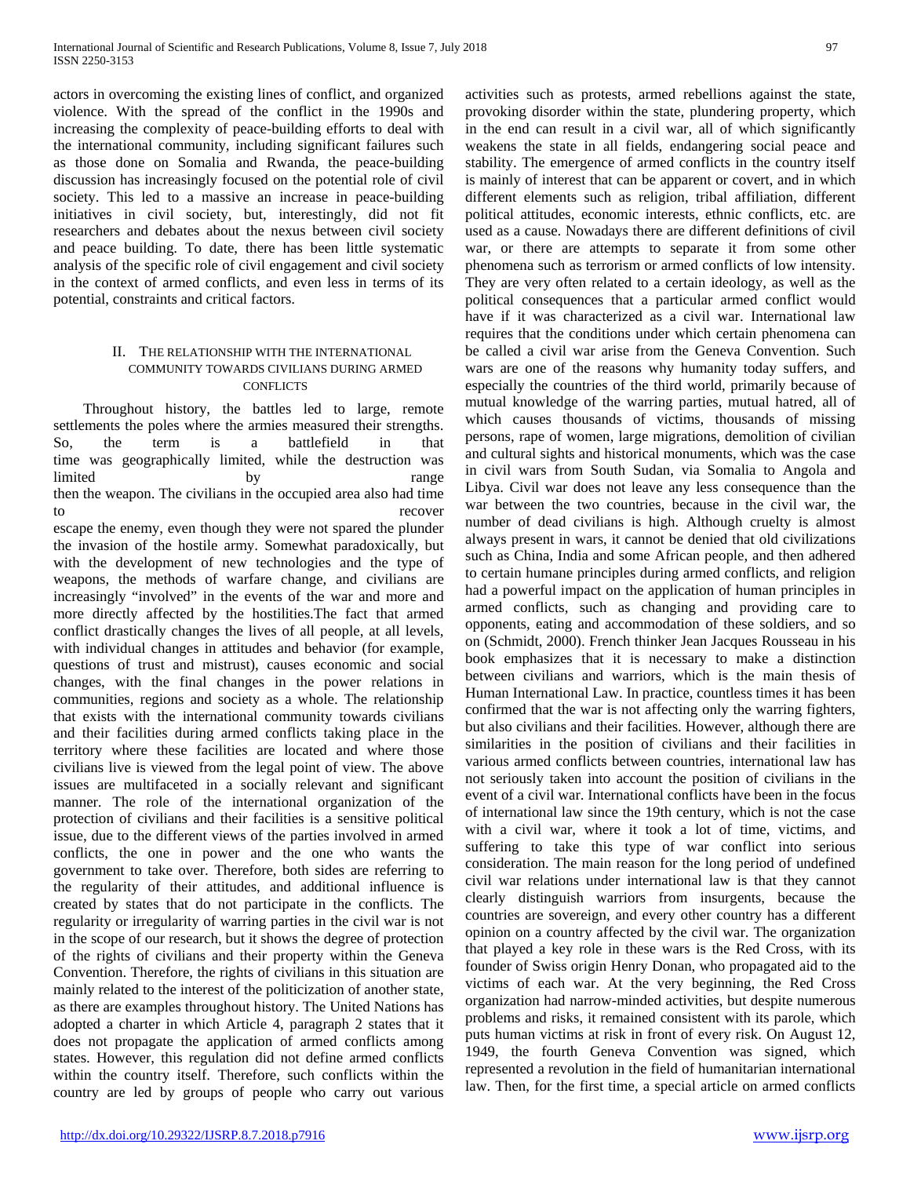actors in overcoming the existing lines of conflict, and organized violence. With the spread of the conflict in the 1990s and increasing the complexity of peace-building efforts to deal with the international community, including significant failures such as those done on Somalia and Rwanda, the peace-building discussion has increasingly focused on the potential role of civil society. This led to a massive an increase in peace-building initiatives in civil society, but, interestingly, did not fit researchers and debates about the nexus between civil society and peace building. To date, there has been little systematic analysis of the specific role of civil engagement and civil society in the context of armed conflicts, and even less in terms of its potential, constraints and critical factors.

## II. The Relationship with the International Community Towards Civilians During Armed Conflicts

Throughout history, the battles led to large, remote settlements the poles where the armies measured their strengths. So, the term is a battlefield in that time was geographically limited, while the destruction was limited by range then the weapon. The civilians in the occupied area also had time to recover escape the enemy, even though they were not spared the plunder the invasion of the hostile army. Somewhat paradoxically, but with the development of new technologies and the type of weapons, the methods of warfare change, and civilians are increasingly "involved" in the events of the war and more and more directly affected by the hostilities.The fact that armed conflict drastically changes the lives of all people, at all levels, with individual changes in attitudes and behavior (for example, questions of trust and mistrust), causes economic and social changes, with the final changes in the power relations in communities, regions and society as a whole. The relationship that exists with the international community towards civilians and their facilities during armed conflicts taking place in the territory where these facilities are located and where those civilians live is viewed from the legal point of view. The above issues are multifaceted in a socially relevant and significant manner. The role of the international organization of the protection of civilians and their facilities is a sensitive political issue, due to the different views of the parties involved in armed conflicts, the one in power and the one who wants the government to take over. Therefore, both sides are referring to the regularity of their attitudes, and additional influence is created by states that do not participate in the conflicts. The regularity or irregularity of warring parties in the civil war is not in the scope of our research, but it shows the degree of protection of the rights of civilians and their property within the Geneva Convention. Therefore, the rights of civilians in this situation are mainly related to the interest of the politicization of another state, as there are examples throughout history. The United Nations has adopted a charter in which Article 4, paragraph 2 states that it does not propagate the application of armed conflicts among states. However, this regulation did not define armed conflicts within the country itself. Therefore, such conflicts within the country are led by groups of people who carry out various activities such as protests, armed rebellions against the state, provoking disorder within the state, plundering property, which in the end can result in a civil war, all of which significantly weakens the state in all fields, endangering social peace and stability. The emergence of armed conflicts in the country itself is mainly of interest that can be apparent or covert, and in which different elements such as religion, tribal affiliation, different political attitudes, economic interests, ethnic conflicts, etc. are used as a cause. Nowadays there are different definitions of civil war, or there are attempts to separate it from some other phenomena such as terrorism or armed conflicts of low intensity. They are very often related to a certain ideology, as well as the political consequences that a particular armed conflict would have if it was characterized as a civil war. International law requires that the conditions under which certain phenomena can be called a civil war arise from the Geneva Convention. Such wars are one of the reasons why humanity today suffers, and especially the countries of the third world, primarily because of mutual knowledge of the warring parties, mutual hatred, all of which causes thousands of victims, thousands of missing persons, rape of women, large migrations, demolition of civilian and cultural sights and historical monuments, which was the case in civil wars from South Sudan, via Somalia to Angola and Libya. Civil war does not leave any less consequence than the war between the two countries, because in the civil war, the number of dead civilians is high. Although cruelty is almost always present in wars, it cannot be denied that old civilizations such as China, India and some African people, and then adhered to certain humane principles during armed conflicts, and religion had a powerful impact on the application of human principles in armed conflicts, such as changing and providing care to opponents, eating and accommodation of these soldiers, and so on (Schmidt, 2000). French thinker Jean Jacques Rousseau in his book emphasizes that it is necessary to make a distinction between civilians and warriors, which is the main thesis of Human International Law. In practice, countless times it has been confirmed that the war is not affecting only the warring fighters, but also civilians and their facilities. However, although there are similarities in the position of civilians and their facilities in various armed conflicts between countries, international law has not seriously taken into account the position of civilians in the event of a civil war. International conflicts have been in the focus of international law since the 19th century, which is not the case with a civil war, where it took a lot of time, victims, and suffering to take this type of war conflict into serious consideration. The main reason for the long period of undefined civil war relations under international law is that they cannot clearly distinguish warriors from insurgents, because the countries are sovereign, and every other country has a different opinion on a country affected by the civil war. The organization that played a key role in these wars is the Red Cross, with its founder of Swiss origin Henry Donan, who propagated aid to the victims of each war. At the very beginning, the Red Cross organization had narrow-minded activities, but despite numerous problems and risks, it remained consistent with its parole, which puts human victims at risk in front of every risk. On August 12, 1949, the fourth Geneva Convention was signed, which represented a revolution in the field of humanitarian international law. Then, for the first time, a special article on armed conflicts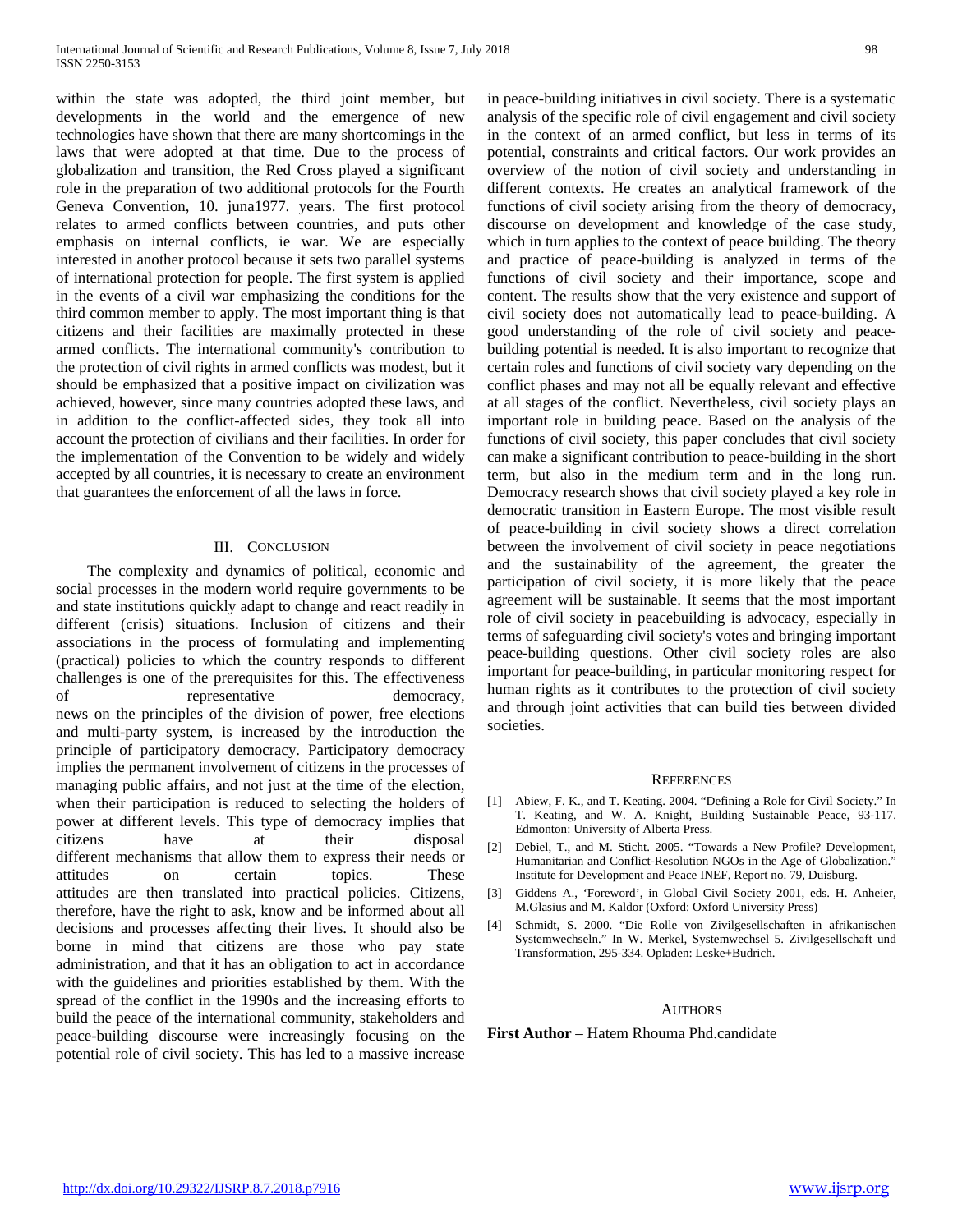within the state was adopted, the third joint member, but developments in the world and the emergence of new technologies have shown that there are many shortcomings in the laws that were adopted at that time. Due to the process of globalization and transition, the Red Cross played a significant role in the preparation of two additional protocols for the Fourth Geneva Convention, 10. juna1977. years. The first protocol relates to armed conflicts between countries, and puts other emphasis on internal conflicts, ie war. We are especially interested in another protocol because it sets two parallel systems of international protection for people. The first system is applied in the events of a civil war emphasizing the conditions for the third common member to apply. The most important thing is that citizens and their facilities are maximally protected in these armed conflicts. The international community's contribution to the protection of civil rights in armed conflicts was modest, but it should be emphasized that a positive impact on civilization was achieved, however, since many countries adopted these laws, and in addition to the conflict-affected sides, they took all into account the protection of civilians and their facilities. In order for the implementation of the Convention to be widely and widely accepted by all countries, it is necessary to create an environment that guarantees the enforcement of all the laws in force.

## III. Conclusion

The complexity and dynamics of political, economic and social processes in the modern world require governments to be and state institutions quickly adapt to change and react readily in different (crisis) situations. Inclusion of citizens and their associations in the process of formulating and implementing (practical) policies to which the country responds to different challenges is one of the prerequisites for this. The effectiveness of representative democracy, news on the principles of the division of power, free elections and multi-party system, is increased by the introduction the principle of participatory democracy. Participatory democracy implies the permanent involvement of citizens in the processes of managing public affairs, and not just at the time of the election, when their participation is reduced to selecting the holders of power at different levels. This type of democracy implies that citizens have at their disposal different mechanisms that allow them to express their needs or attitudes on certain topics. These attitudes are then translated into practical policies. Citizens, therefore, have the right to ask, know and be informed about all decisions and processes affecting their lives. It should also be borne in mind that citizens are those who pay state administration, and that it has an obligation to act in accordance with the guidelines and priorities established by them. With the spread of the conflict in the 1990s and the increasing efforts to build the peace of the international community, stakeholders and peace-building discourse were increasingly focusing on the potential role of civil society. This has led to a massive increase in peace-building initiatives in civil society. There is a systematic analysis of the specific role of civil engagement and civil society in the context of an armed conflict, but less in terms of its potential, constraints and critical factors. Our work provides an overview of the notion of civil society and understanding in different contexts. He creates an analytical framework of the functions of civil society arising from the theory of democracy, discourse on development and knowledge of the case study, which in turn applies to the context of peace building. The theory and practice of peace-building is analyzed in terms of the functions of civil society and their importance, scope and content. The results show that the very existence and support of civil society does not automatically lead to peace-building. A good understanding of the role of civil society and peace-building potential is needed. It is also important to recognize that certain roles and functions of civil society vary depending on the conflict phases and may not all be equally relevant and effective at all stages of the conflict. Nevertheless, civil society plays an important role in building peace. Based on the analysis of the functions of civil society, this paper concludes that civil society can make a significant contribution to peace-building in the short term, but also in the medium term and in the long run. Democracy research shows that civil society played a key role in democratic transition in Eastern Europe. The most visible result of peace-building in civil society shows a direct correlation between the involvement of civil society in peace negotiations and the sustainability of the agreement, the greater the participation of civil society, it is more likely that the peace agreement will be sustainable. It seems that the most important role of civil society in peacebuilding is advocacy, especially in terms of safeguarding civil society's votes and bringing important peace-building questions. Other civil society roles are also important for peace-building, in particular monitoring respect for human rights as it contributes to the protection of civil society and through joint activities that can build ties between divided societies.

## References

[1] Abiew, F. K., and T. Keating. 2004. "Defining a Role for Civil Society." In T. Keating, and W. A. Knight, Building Sustainable Peace, 93-117. Edmonton: University of Alberta Press.

[2] Debiel, T., and M. Sticht. 2005. "Towards a New Profile? Development, Humanitarian and Conflict-Resolution NGOs in the Age of Globalization." Institute for Development and Peace INEF, Report no. 79, Duisburg.

[3] Giddens A., 'Foreword', in Global Civil Society 2001, eds. H. Anheier, M.Glasius and M. Kaldor (Oxford: Oxford University Press)

[4] Schmidt, S. 2000. "Die Rolle von Zivilgesellschaften in afrikanischen Systemwechseln." In W. Merkel, Systemwechsel 5. Zivilgesellschaft und Transformation, 295-334. Opladen: Leske+Budrich.

## Authors

**First Author** – Hatem Rhouma Phd.candidate